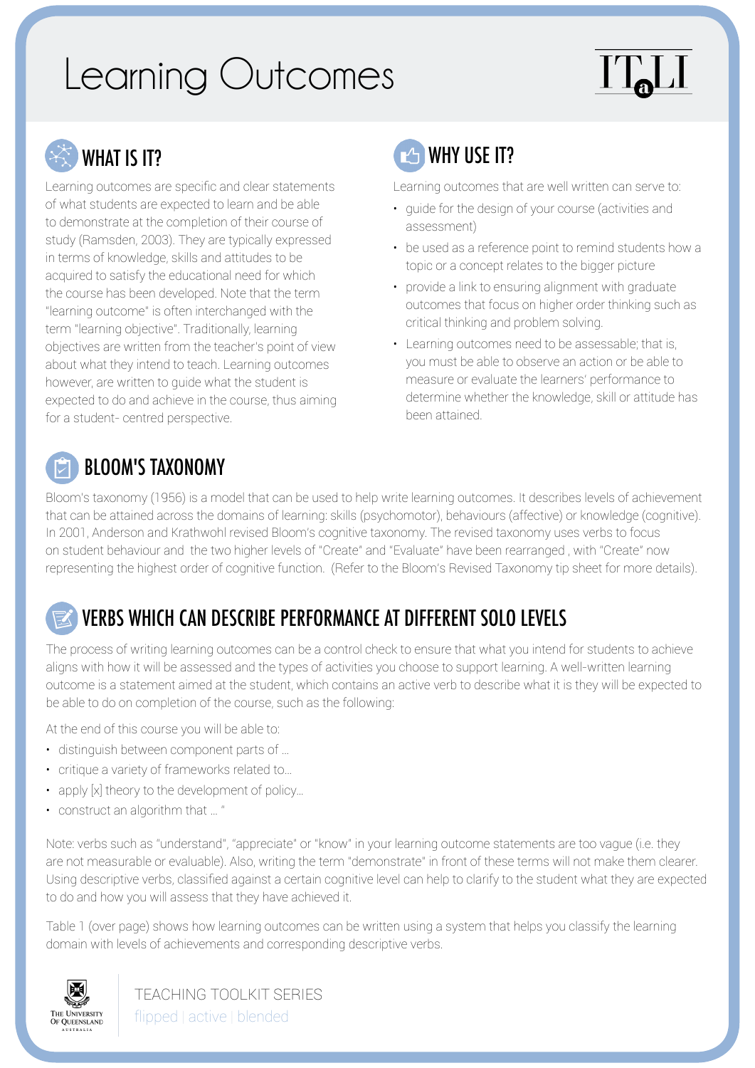# Learning Outcomes

ITaLI

## WHAT IS IT?

Learning outcomes are specific and clear statements of what students are expected to learn and be able to demonstrate at the completion of their course of study (Ramsden, 2003). They are typically expressed in terms of knowledge, skills and attitudes to be acquired to satisfy the educational need for which the course has been developed. Note that the term "learning outcome" is often interchanged with the term "learning objective". Traditionally, learning objectives are written from the teacher's point of view about what they intend to teach. Learning outcomes however, are written to guide what the student is expected to do and achieve in the course, thus aiming for a student- centred perspective.

## WHY USE IT?

Learning outcomes that are well written can serve to:

- guide for the design of your course (activities and assessment)
- be used as a reference point to remind students how a topic or a concept relates to the bigger picture
- provide a link to ensuring alignment with graduate outcomes that focus on higher order thinking such as critical thinking and problem solving.
- Learning outcomes need to be assessable; that is, you must be able to observe an action or be able to measure or evaluate the learners' performance to determine whether the knowledge, skill or attitude has been attained.

## BLOOM'S TAXONOMY

Bloom's taxonomy (1956) is a model that can be used to help write learning outcomes. It describes levels of achievement that can be attained across the domains of learning: skills (psychomotor), behaviours (affective) or knowledge (cognitive). In 2001, Anderson and Krathwohl revised Bloom's cognitive taxonomy. The revised taxonomy uses verbs to focus on student behaviour and the two higher levels of "Create" and "Evaluate" have been rearranged , with "Create" now representing the highest order of cognitive function. (Refer to the Bloom's Revised Taxonomy tip sheet for more details).

## VERBS WHICH CAN DESCRIBE PERFORMANCE AT DIFFERENT SOLO LEVELS

The process of writing learning outcomes can be a control check to ensure that what you intend for students to achieve aligns with how it will be assessed and the types of activities you choose to support learning. A well-written learning outcome is a statement aimed at the student, which contains an active verb to describe what it is they will be expected to be able to do on completion of the course, such as the following:

At the end of this course you will be able to:

- distinguish between component parts of …
- critique a variety of frameworks related to…
- apply [x] theory to the development of policy…
- construct an algorithm that … "

Note: verbs such as "understand", "appreciate" or "know" in your learning outcome statements are too vague (i.e. they are not measurable or evaluable). Also, writing the term "demonstrate" in front of these terms will not make them clearer. Using descriptive verbs, classified against a certain cognitive level can help to clarify to the student what they are expected to do and how you will assess that they have achieved it.

Table 1 (over page) shows how learning outcomes can be written using a system that helps you classify the learning domain with levels of achievements and corresponding descriptive verbs.

The University of Queensland Australia

TEACHING TOOLKIT SERIES
flipped | active | blended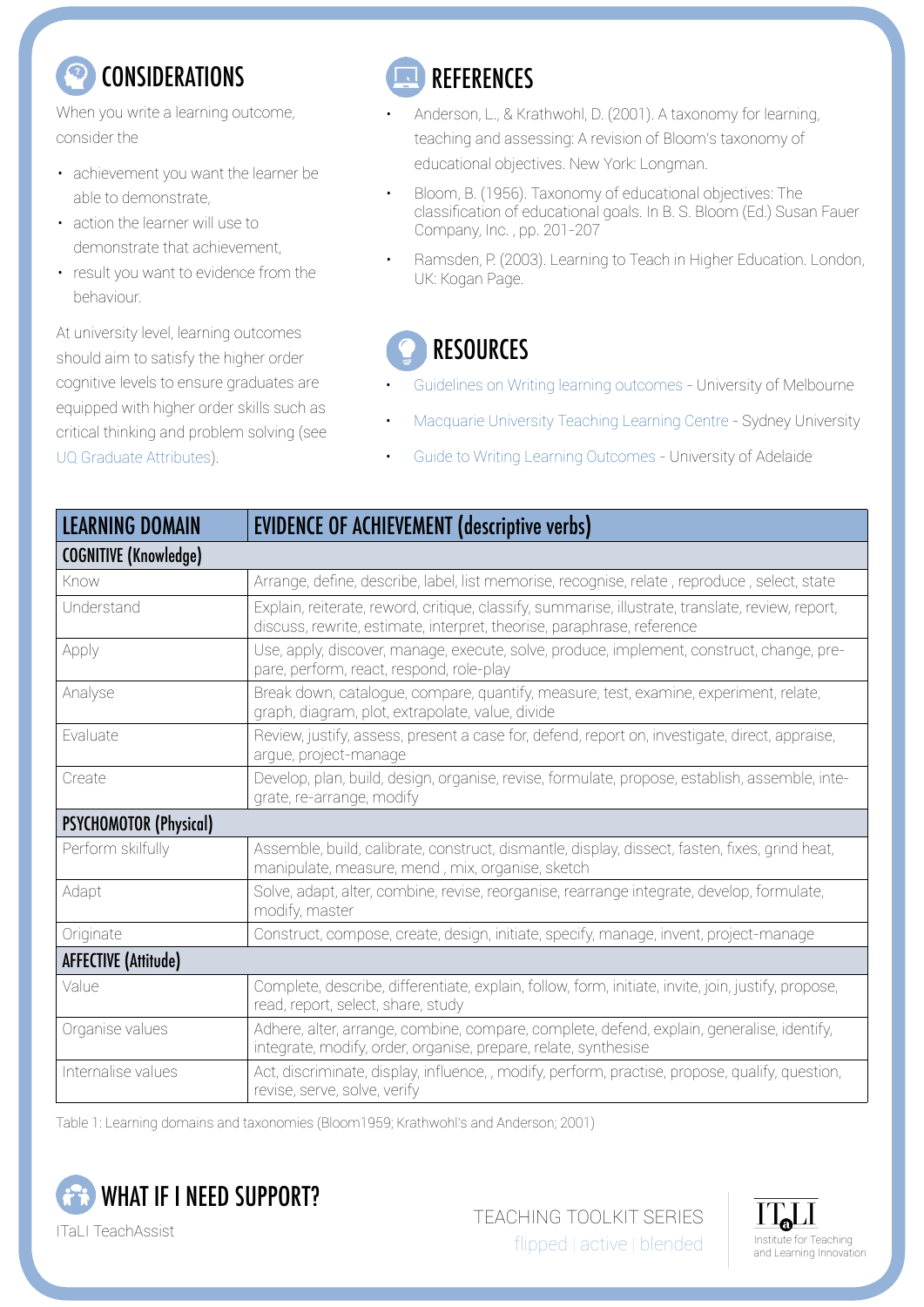## CONSIDERATIONS

When you write a learning outcome, consider the

- achievement you want the learner be able to demonstrate,
- action the learner will use to demonstrate that achievement,
- result you want to evidence from the behaviour.

At university level, learning outcomes should aim to satisfy the higher order cognitive levels to ensure graduates are equipped with higher order skills such as critical thinking and problem solving (see UQ Graduate Attributes).

## REFERENCES

- Anderson, L., & Krathwohl, D. (2001). A taxonomy for learning, teaching and assessing: A revision of Bloom's taxonomy of educational objectives. New York: Longman.
- Bloom, B. (1956). Taxonomy of educational objectives: The classification of educational goals. In B. S. Bloom (Ed.) Susan Fauer Company, Inc. , pp. 201-207
- Ramsden, P. (2003). Learning to Teach in Higher Education. London, UK: Kogan Page.

## RESOURCES

- Guidelines on Writing learning outcomes - University of Melbourne
- Macquarie University Teaching Learning Centre - Sydney University
- Guide to Writing Learning Outcomes - University of Adelaide

| LEARNING DOMAIN | EVIDENCE OF ACHIEVEMENT (descriptive verbs) |
|---|---|
| **COGNITIVE (Knowledge)** | |
| Know | Arrange, define, describe, label, list memorise, recognise, relate , reproduce , select, state |
| Understand | Explain, reiterate, reword, critique, classify, summarise, illustrate, translate, review, report, discuss, rewrite, estimate, interpret, theorise, paraphrase, reference |
| Apply | Use, apply, discover, manage, execute, solve, produce, implement, construct, change, prepare, perform, react, respond, role-play |
| Analyse | Break down, catalogue, compare, quantify, measure, test, examine, experiment, relate, graph, diagram, plot, extrapolate, value, divide |
| Evaluate | Review, justify, assess, present a case for, defend, report on, investigate, direct, appraise, argue, project-manage |
| Create | Develop, plan, build, design, organise, revise, formulate, propose, establish, assemble, integrate, re-arrange, modify |
| **PSYCHOMOTOR (Physical)** | |
| Perform skilfully | Assemble, build, calibrate, construct, dismantle, display, dissect, fasten, fixes, grind heat, manipulate, measure, mend , mix, organise, sketch |
| Adapt | Solve, adapt, alter, combine, revise, reorganise, rearrange integrate, develop, formulate, modify, master |
| Originate | Construct, compose, create, design, initiate, specify, manage, invent, project-manage |
| **AFFECTIVE (Attitude)** | |
| Value | Complete, describe, differentiate, explain, follow, form, initiate, invite, join, justify, propose, read, report, select, share, study |
| Organise values | Adhere, alter, arrange, combine, compare, complete, defend, explain, generalise, identify, integrate, modify, order, organise, prepare, relate, synthesise |
| Internalise values | Act, discriminate, display, influence, , modify, perform, practise, propose, qualify, question, revise, serve, solve, verify |

Table 1: Learning domains and taxonomies (Bloom1959; Krathwohl's and Anderson; 2001)

## WHAT IF I NEED SUPPORT?

ITaLI TeachAssist

TEACHING TOOLKIT SERIES

flipped | active | blended

ITaLI Institute for Teaching and Learning Innovation